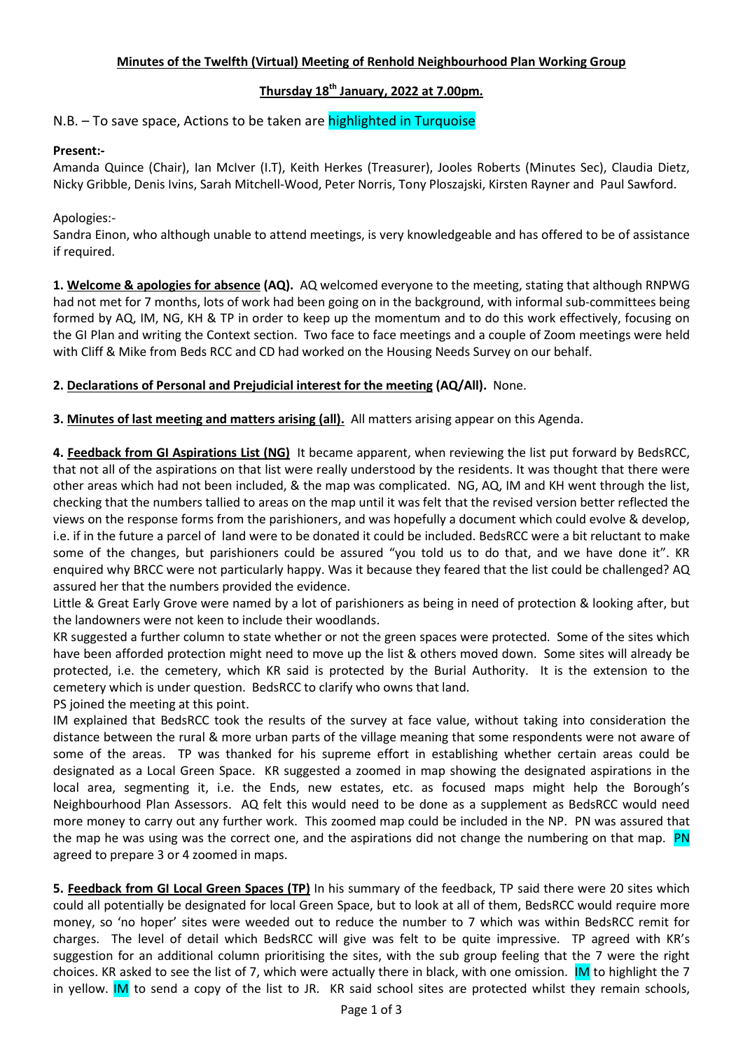**Minutes of the Twelfth (Virtual) Meeting of Renhold Neighbourhood Plan Working Group**

**Thursday 18th January, 2022 at 7.00pm.**

N.B. – To save space, Actions to be taken are highlighted in Turquoise

**Present:-**

Amanda Quince (Chair), Ian McIver (I.T), Keith Herkes (Treasurer), Jooles Roberts (Minutes Sec), Claudia Dietz, Nicky Gribble, Denis Ivins, Sarah Mitchell-Wood, Peter Norris, Tony Ploszajski, Kirsten Rayner and Paul Sawford.

Apologies:-

Sandra Einon, who although unable to attend meetings, is very knowledgeable and has offered to be of assistance if required.

**1. Welcome & apologies for absence (AQ).** AQ welcomed everyone to the meeting, stating that although RNPWG had not met for 7 months, lots of work had been going on in the background, with informal sub-committees being formed by AQ, IM, NG, KH & TP in order to keep up the momentum and to do this work effectively, focusing on the GI Plan and writing the Context section. Two face to face meetings and a couple of Zoom meetings were held with Cliff & Mike from Beds RCC and CD had worked on the Housing Needs Survey on our behalf.

**2. Declarations of Personal and Prejudicial interest for the meeting (AQ/All).** None.

**3. Minutes of last meeting and matters arising (all).** All matters arising appear on this Agenda.

**4. Feedback from GI Aspirations List (NG)** It became apparent, when reviewing the list put forward by BedsRCC, that not all of the aspirations on that list were really understood by the residents. It was thought that there were other areas which had not been included, & the map was complicated. NG, AQ, IM and KH went through the list, checking that the numbers tallied to areas on the map until it was felt that the revised version better reflected the views on the response forms from the parishioners, and was hopefully a document which could evolve & develop, i.e. if in the future a parcel of land were to be donated it could be included. BedsRCC were a bit reluctant to make some of the changes, but parishioners could be assured "you told us to do that, and we have done it". KR enquired why BRCC were not particularly happy. Was it because they feared that the list could be challenged? AQ assured her that the numbers provided the evidence.

Little & Great Early Grove were named by a lot of parishioners as being in need of protection & looking after, but the landowners were not keen to include their woodlands.

KR suggested a further column to state whether or not the green spaces were protected. Some of the sites which have been afforded protection might need to move up the list & others moved down. Some sites will already be protected, i.e. the cemetery, which KR said is protected by the Burial Authority. It is the extension to the cemetery which is under question. BedsRCC to clarify who owns that land.

PS joined the meeting at this point.

IM explained that BedsRCC took the results of the survey at face value, without taking into consideration the distance between the rural & more urban parts of the village meaning that some respondents were not aware of some of the areas. TP was thanked for his supreme effort in establishing whether certain areas could be designated as a Local Green Space. KR suggested a zoomed in map showing the designated aspirations in the local area, segmenting it, i.e. the Ends, new estates, etc. as focused maps might help the Borough's Neighbourhood Plan Assessors. AQ felt this would need to be done as a supplement as BedsRCC would need more money to carry out any further work. This zoomed map could be included in the NP. PN was assured that the map he was using was the correct one, and the aspirations did not change the numbering on that map. PN agreed to prepare 3 or 4 zoomed in maps.

**5. Feedback from GI Local Green Spaces (TP)** In his summary of the feedback, TP said there were 20 sites which could all potentially be designated for local Green Space, but to look at all of them, BedsRCC would require more money, so 'no hoper' sites were weeded out to reduce the number to 7 which was within BedsRCC remit for charges. The level of detail which BedsRCC will give was felt to be quite impressive. TP agreed with KR's suggestion for an additional column prioritising the sites, with the sub group feeling that the 7 were the right choices. KR asked to see the list of 7, which were actually there in black, with one omission. IM to highlight the 7 in yellow. IM to send a copy of the list to JR. KR said school sites are protected whilst they remain schools,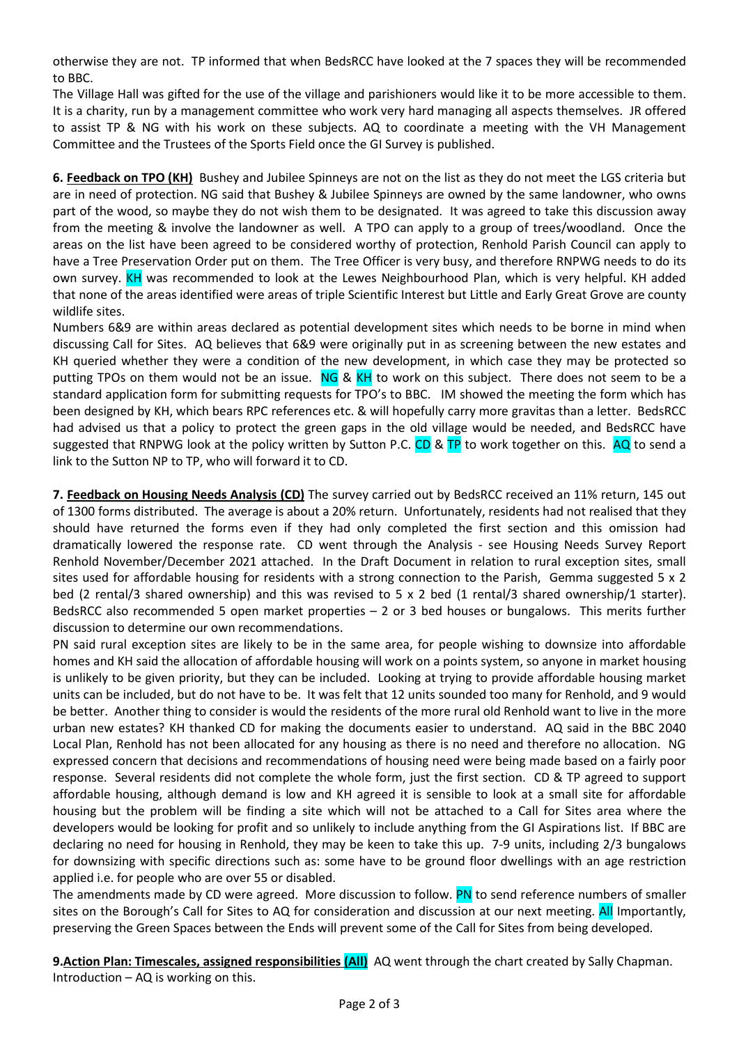otherwise they are not. TP informed that when BedsRCC have looked at the 7 spaces they will be recommended to BBC.

The Village Hall was gifted for the use of the village and parishioners would like it to be more accessible to them. It is a charity, run by a management committee who work very hard managing all aspects themselves. JR offered to assist TP & NG with his work on these subjects. AQ to coordinate a meeting with the VH Management Committee and the Trustees of the Sports Field once the GI Survey is published.

**6. Feedback on TPO (KH)** Bushey and Jubilee Spinneys are not on the list as they do not meet the LGS criteria but are in need of protection. NG said that Bushey & Jubilee Spinneys are owned by the same landowner, who owns part of the wood, so maybe they do not wish them to be designated. It was agreed to take this discussion away from the meeting & involve the landowner as well. A TPO can apply to a group of trees/woodland. Once the areas on the list have been agreed to be considered worthy of protection, Renhold Parish Council can apply to have a Tree Preservation Order put on them. The Tree Officer is very busy, and therefore RNPWG needs to do its own survey. KH was recommended to look at the Lewes Neighbourhood Plan, which is very helpful. KH added that none of the areas identified were areas of triple Scientific Interest but Little and Early Great Grove are county wildlife sites.

Numbers 6&9 are within areas declared as potential development sites which needs to be borne in mind when discussing Call for Sites. AQ believes that 6&9 were originally put in as screening between the new estates and KH queried whether they were a condition of the new development, in which case they may be protected so putting TPOs on them would not be an issue. NG & KH to work on this subject. There does not seem to be a standard application form for submitting requests for TPO's to BBC. IM showed the meeting the form which has been designed by KH, which bears RPC references etc. & will hopefully carry more gravitas than a letter. BedsRCC had advised us that a policy to protect the green gaps in the old village would be needed, and BedsRCC have suggested that RNPWG look at the policy written by Sutton P.C. CD & TP to work together on this. AQ to send a link to the Sutton NP to TP, who will forward it to CD.

**7. Feedback on Housing Needs Analysis (CD)** The survey carried out by BedsRCC received an 11% return, 145 out of 1300 forms distributed. The average is about a 20% return. Unfortunately, residents had not realised that they should have returned the forms even if they had only completed the first section and this omission had dramatically lowered the response rate. CD went through the Analysis - see Housing Needs Survey Report Renhold November/December 2021 attached. In the Draft Document in relation to rural exception sites, small sites used for affordable housing for residents with a strong connection to the Parish, Gemma suggested 5 x 2 bed (2 rental/3 shared ownership) and this was revised to 5 x 2 bed (1 rental/3 shared ownership/1 starter). BedsRCC also recommended 5 open market properties – 2 or 3 bed houses or bungalows. This merits further discussion to determine our own recommendations.

PN said rural exception sites are likely to be in the same area, for people wishing to downsize into affordable homes and KH said the allocation of affordable housing will work on a points system, so anyone in market housing is unlikely to be given priority, but they can be included. Looking at trying to provide affordable housing market units can be included, but do not have to be. It was felt that 12 units sounded too many for Renhold, and 9 would be better. Another thing to consider is would the residents of the more rural old Renhold want to live in the more urban new estates? KH thanked CD for making the documents easier to understand. AQ said in the BBC 2040 Local Plan, Renhold has not been allocated for any housing as there is no need and therefore no allocation. NG expressed concern that decisions and recommendations of housing need were being made based on a fairly poor response. Several residents did not complete the whole form, just the first section. CD & TP agreed to support affordable housing, although demand is low and KH agreed it is sensible to look at a small site for affordable housing but the problem will be finding a site which will not be attached to a Call for Sites area where the developers would be looking for profit and so unlikely to include anything from the GI Aspirations list. If BBC are declaring no need for housing in Renhold, they may be keen to take this up. 7-9 units, including 2/3 bungalows for downsizing with specific directions such as: some have to be ground floor dwellings with an age restriction applied i.e. for people who are over 55 or disabled.

The amendments made by CD were agreed. More discussion to follow. PN to send reference numbers of smaller sites on the Borough's Call for Sites to AQ for consideration and discussion at our next meeting. All Importantly, preserving the Green Spaces between the Ends will prevent some of the Call for Sites from being developed.

**9. Action Plan: Timescales, assigned responsibilities (All)** AQ went through the chart created by Sally Chapman.
Introduction – AQ is working on this.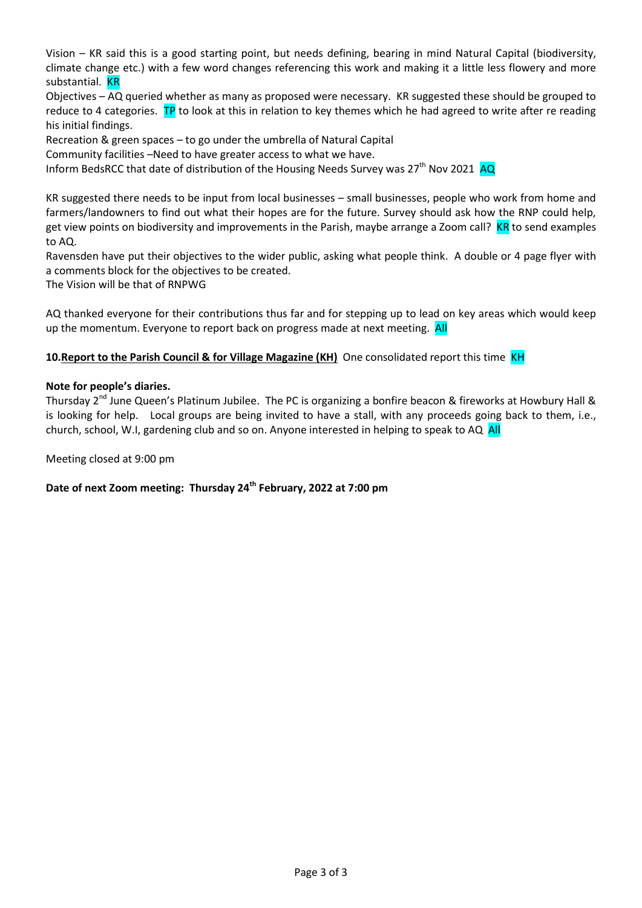Vision – KR said this is a good starting point, but needs defining, bearing in mind Natural Capital (biodiversity, climate change etc.) with a few word changes referencing this work and making it a little less flowery and more substantial. KR

Objectives – AQ queried whether as many as proposed were necessary. KR suggested these should be grouped to reduce to 4 categories. TP to look at this in relation to key themes which he had agreed to write after re reading his initial findings.

Recreation & green spaces – to go under the umbrella of Natural Capital

Community facilities –Need to have greater access to what we have.

Inform BedsRCC that date of distribution of the Housing Needs Survey was 27th Nov 2021 AQ

KR suggested there needs to be input from local businesses – small businesses, people who work from home and farmers/landowners to find out what their hopes are for the future. Survey should ask how the RNP could help, get view points on biodiversity and improvements in the Parish, maybe arrange a Zoom call? KR to send examples to AQ.

Ravensden have put their objectives to the wider public, asking what people think. A double or 4 page flyer with a comments block for the objectives to be created.

The Vision will be that of RNPWG

AQ thanked everyone for their contributions thus far and for stepping up to lead on key areas which would keep up the momentum. Everyone to report back on progress made at next meeting. All

**10.<u>Report to the Parish Council & for Village Magazine (KH)</u>** One consolidated report this time KH

**Note for people's diaries.**

Thursday 2nd June Queen's Platinum Jubilee. The PC is organizing a bonfire beacon & fireworks at Howbury Hall & is looking for help. Local groups are being invited to have a stall, with any proceeds going back to them, i.e., church, school, W.I, gardening club and so on. Anyone interested in helping to speak to AQ All

Meeting closed at 9:00 pm

**Date of next Zoom meeting: Thursday 24th February, 2022 at 7:00 pm**